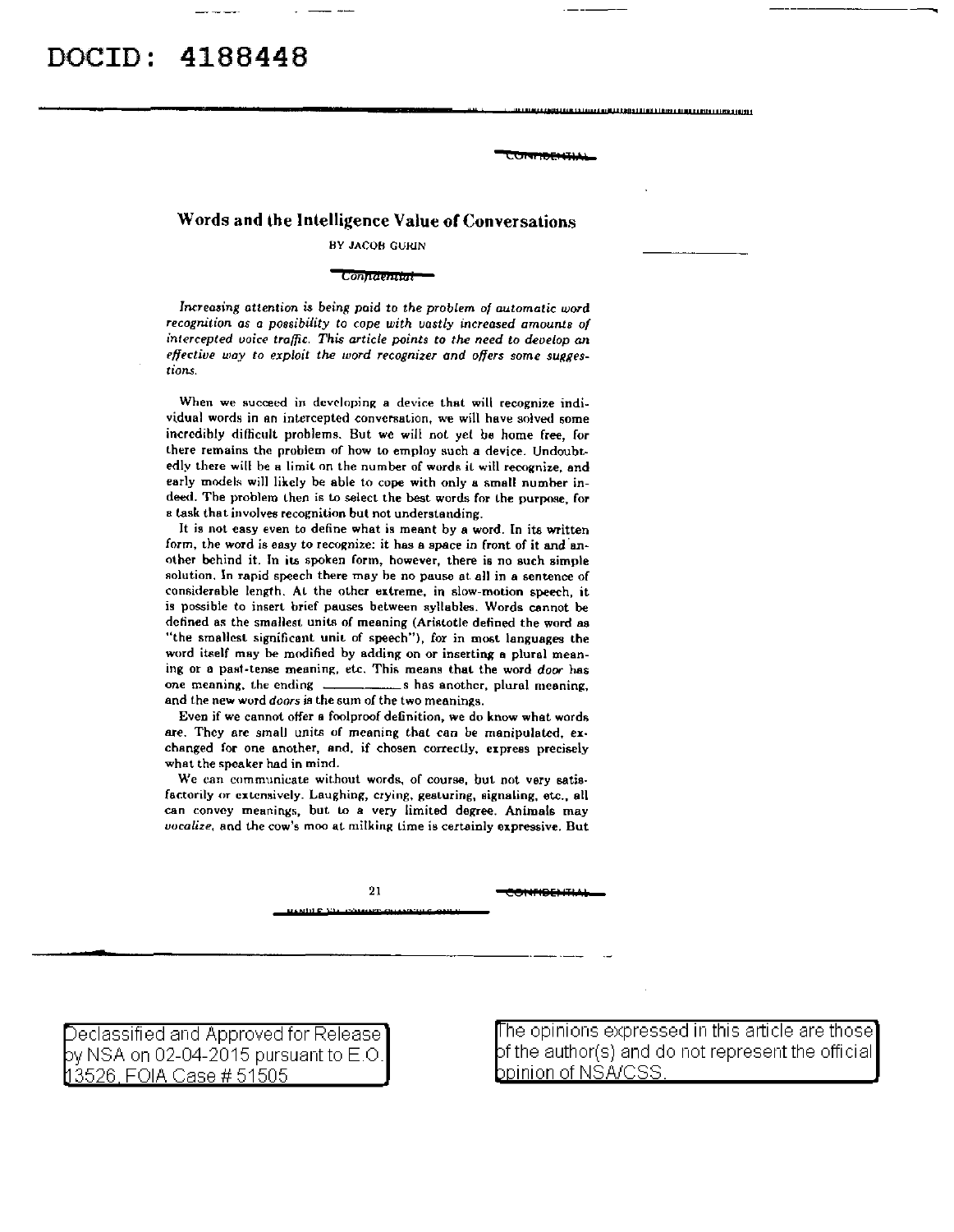# Words and the Intelligence Value of Conversations

BY JACOB GURIN

*Increasing attention is being paid to the problem of automatic word recognition as a possibility to cope with vastly increased amounts of intercepted voice traffic. This article points to the need to develop an effective way to exploit the word recognizer and offers some suggestions.*

When we succeed in developing a device that will recognize individual words in an intercepted conversation, we will have solved some incredibly difficult problems. But we will not yet be home free, for there remains the problem of how to employ such a device. Undoubtedly there will be a limit on the number of words it will recognize, and early models will likely be able to cope with only a small number indeed. The problem then is to select the best words for the purpose, for a task that involves recognition but not understanding.

It is not easy even to define what is meant by a word. In its written form, the word is easy to recognize: it has a space in front of it and another behind it. In its spoken form, however, there is no such simple solution. In rapid speech there may be no pause at all in a sentence of considerable length. At the other extreme, in slow-motion speech, it is possible to insert brief pauses between syllables. Words cannot be defined as the smallest units of meaning (Aristotle defined the word as "the smallest significant unit of speech"), for in most languages the word itself may be modified by adding on or inserting a plural meaning or a past-tense meaning, etc. This means that the word *door* has one meaning, the ending \_\_\_\_\_\_\_\_\_\_ s has another, plural meaning, and the new word *doors* is the sum of the two meanings.

Even if we cannot offer a foolproof definition, we do know what words are. They are small units of meaning that can be manipulated, exchanged for one another, and, if chosen correctly, express precisely what the speaker had in mind.

We can communicate without words, of course, but not very satisfactorily or extensively. Laughing, crying, gesturing, signaling, etc., all can convey meanings, but to a very limited degree. Animals may *vocalize*, and the cow's moo at milking time is certainly expressive. But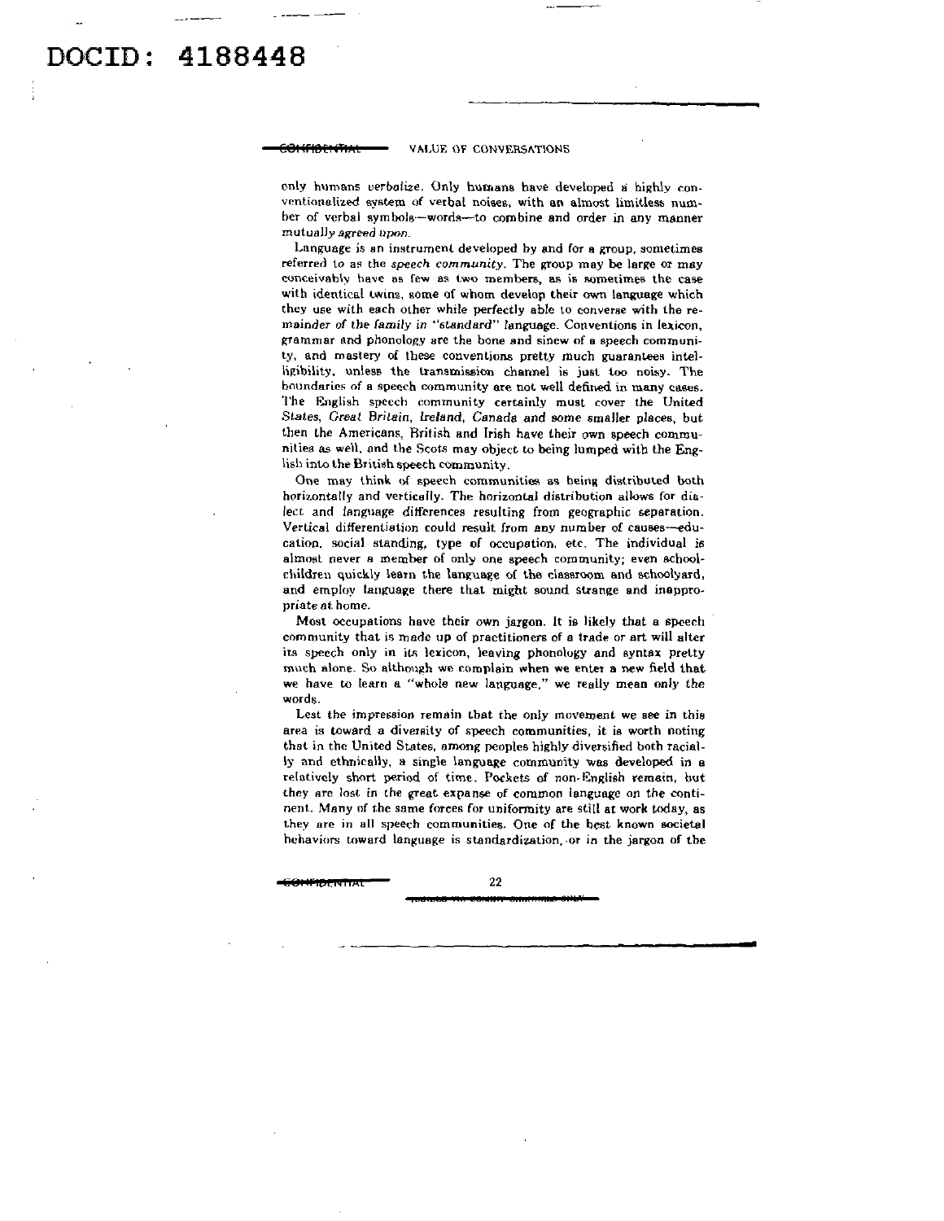only humans *verbalize*. Only humans have developed a highly conventionalized system of verbal noises, with an almost limitless number of verbal symbols—words—to combine and order in any manner mutually agreed upon.

Language is an instrument developed by and for a group, sometimes referred to as the *speech community*. The group may be large or may conceivably have as few as two members, as is sometimes the case with identical twins, some of whom develop their own language which they use with each other while perfectly able to converse with the remainder of the family in "standard" language. Conventions in lexicon, grammar and phonology are the bone and sinew of a speech community, and mastery of these conventions pretty much guarantees intelligibility, unless the transmission channel is just too noisy. The boundaries of a speech community are not well defined in many cases. The English speech community certainly must cover the United States, Great Britain, Ireland, Canada and some smaller places, but then the Americans, British and Irish have their own speech communities as well, and the Scots may object to being lumped with the English into the British speech community.

One may think of speech communities as being distributed both horizontally and vertically. The horizontal distribution allows for dialect and language differences resulting from geographic separation. Vertical differentiation could result from any number of causes—education, social standing, type of occupation, etc. The individual is almost never a member of only one speech community; even schoolchildren quickly learn the language of the classroom and schoolyard, and employ language there that might sound strange and inappropriate at home.

Most occupations have their own jargon. It is likely that a speech community that is made up of practitioners of a trade or art will alter its speech only in its lexicon, leaving phonology and syntax pretty much alone. So although we complain when we enter a new field that we have to learn a "whole new language," we really mean only the words.

Lest the impression remain that the only movement we see in this area is toward a diversity of speech communities, it is worth noting that in the United States, among peoples highly diversified both racially and ethnically, a single language community was developed in a relatively short period of time. Pockets of non-English remain, but they are lost in the great expanse of common language on the continent. Many of the same forces for uniformity are still at work today, as they are in all speech communities. One of the best known societal behaviors toward language is standardization, or in the jargon of the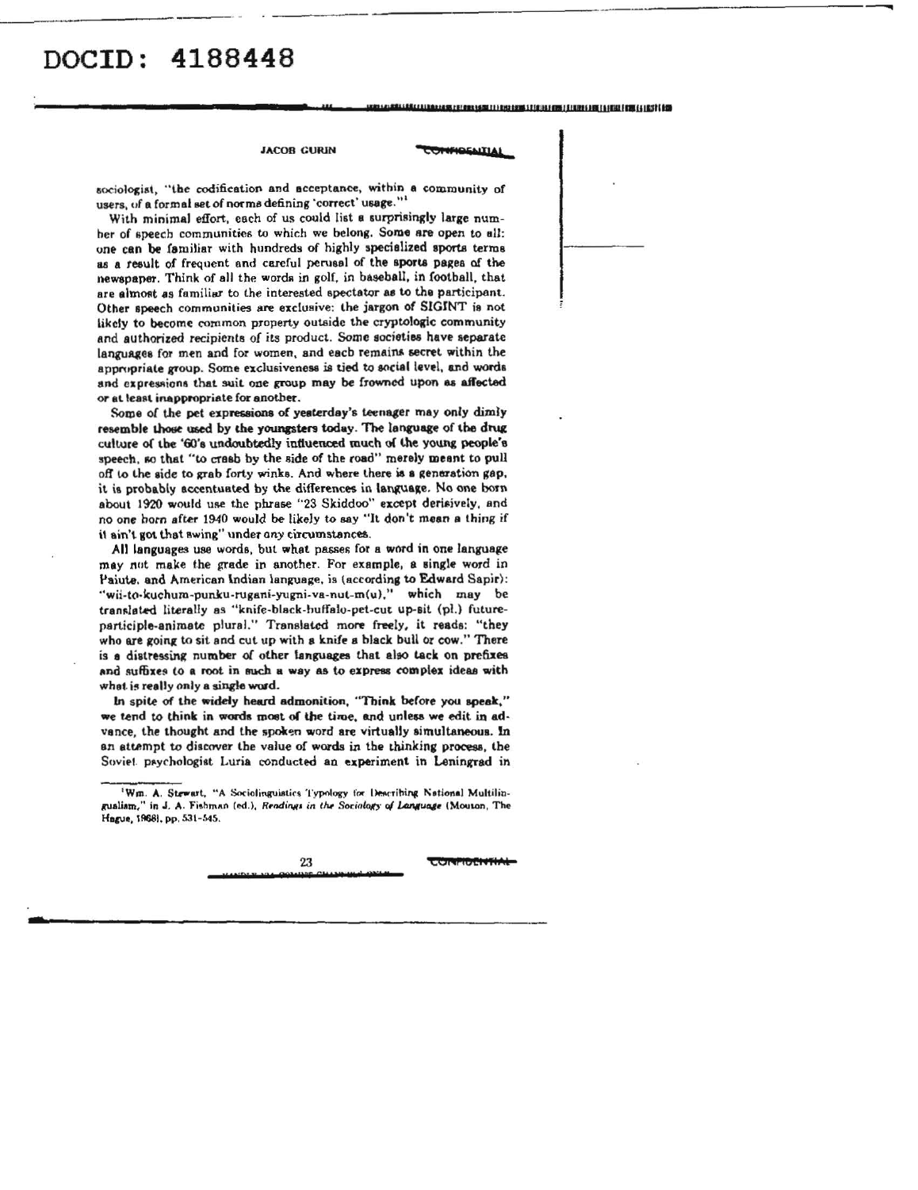sociologist, "the codification and acceptance, within a community of users, of a formal set of norms defining 'correct' usage."[1]

With minimal effort, each of us could list a surprisingly large number of speech communities to which we belong. Some are open to all: one can be familiar with hundreds of highly specialized sports terms as a result of frequent and careful perusal of the sports pages of the newspaper. Think of all the words in golf, in baseball, in football, that are almost as familiar to the interested spectator as to the participant. Other speech communities are exclusive: the jargon of SIGINT is not likely to become common property outside the cryptologic community and authorized recipients of its product. Some societies have separate languages for men and for women, and each remains secret within the appropriate group. Some exclusiveness is tied to social level, and words and expressions that suit one group may be frowned upon as affected or at least inappropriate for another.

Some of the pet expressions of yesterday's teenager may only dimly resemble those used by the youngsters today. The language of the drug culture of the '60's undoubtedly influenced much of the young people's speech, so that "to crash by the side of the road" merely meant to pull off to the side to grab forty winks. And where there is a generation gap, it is probably accentuated by the differences in language. No one born about 1920 would use the phrase "23 Skiddoo" except derisively, and no one born after 1940 would be likely to say "It don't mean a thing if it ain't got that swing" under *any* circumstances.

All languages use words, but what passes for a word in one language may not make the grade in another. For example, a single word in Paiute, and American Indian language, is (according to Edward Sapir): "wii-to-kuchum-punku-rugani-yugni-va-nut-m(u)," which may be translated literally as "knife-black-buffalo-pet-cut up-sit (pl.) future-participle-animate plural." Translated more freely, it reads: "they who are going to sit and cut up with a knife a black bull or cow." There is a distressing number of other languages that also tack on prefixes and suffixes to a root in such a way as to express complex ideas with what is really only a single word.

In spite of the widely heard admonition, "Think before you speak," we tend to think in words most of the time, and unless we edit in advance, the thought and the spoken word are virtually simultaneous. In an attempt to discover the value of words in the thinking process, the Soviet psychologist Luria conducted an experiment in Leningrad in

---

[1] Wm. A. Stewart, "A Sociolinguistics Typology for Describing National Multilingualism," in J. A. Fishman (ed.), *Readings in the Sociology of Language* (Mouton, The Hague, 1968), pp. 531-545.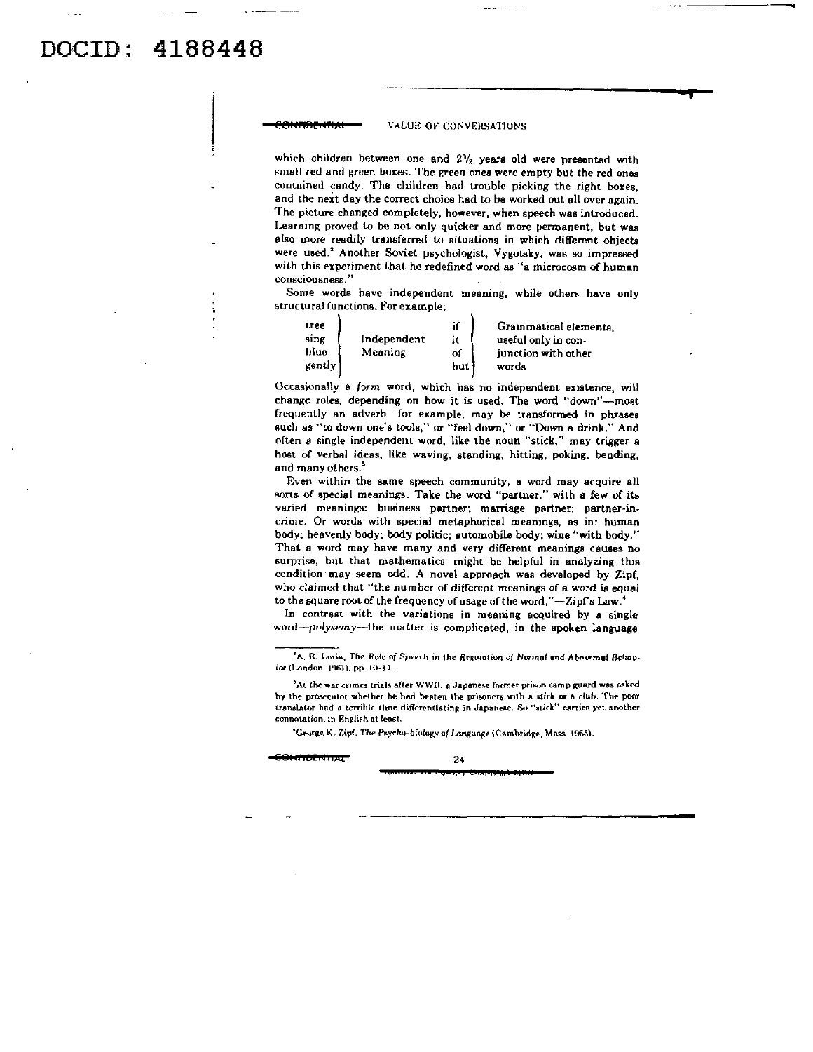which children between one and 2½ years old were presented with small red and green boxes. The green ones were empty but the red ones contained candy. The children had trouble picking the right boxes, and the next day the correct choice had to be worked out all over again. The picture changed completely, however, when speech was introduced. Learning proved to be not only quicker and more permanent, but was also more readily transferred to situations in which different objects were used.[2] Another Soviet psychologist, Vygotsky, was so impressed with this experiment that he redefined word as "a microcosm of human consciousness."

Some words have independent meaning, while others have only structural functions. For example:

| | | | |
|---|---|---|---|
| tree<br>sing<br>blue<br>gently | Independent Meaning | if<br>it<br>of<br>but | Grammatical elements, useful only in conjunction with other words |

Occasionally a *form* word, which has no independent existence, will change roles, depending on how it is used. The word "down"—most frequently an adverb—for example, may be transformed in phrases such as "to down one's tools," or "feel down," or "Down a drink." And often a single independent word, like the noun "stick," may trigger a host of verbal ideas, like waving, standing, hitting, poking, bending, and many others.[3]

Even within the same speech community, a word may acquire all sorts of special meanings. Take the word "partner," with a few of its varied meanings: business partner; marriage partner; partner-in-crime. Or words with special metaphorical meanings, as in: human body; heavenly body; body politic; automobile body; wine "with body." That a word may have many and very different meanings causes no surprise, but that mathematics might be helpful in analyzing this condition may seem odd. A novel approach was developed by Zipf, who claimed that "the number of different meanings of a word is equal to the square root of the frequency of usage of the word,"—Zipf's Law.[4]

In contrast with the variations in meaning acquired by a single word—*polysemy*—the matter is complicated, in the spoken language

---

[2] A. R. Luria, *The Role of Speech in the Regulation of Normal and Abnormal Behavior* (London, 1961), pp. 10-11.

[3] At the war crimes trials after WWII, a Japanese former prison camp guard was asked by the prosecutor whether he had beaten the prisoners with a stick or a club. The poor translator had a terrible time differentiating in Japanese. So "stick" carries yet another connotation, in English at least.

[4] George K. Zipf, *The Psycho-biology of Language* (Cambridge, Mass. 1965).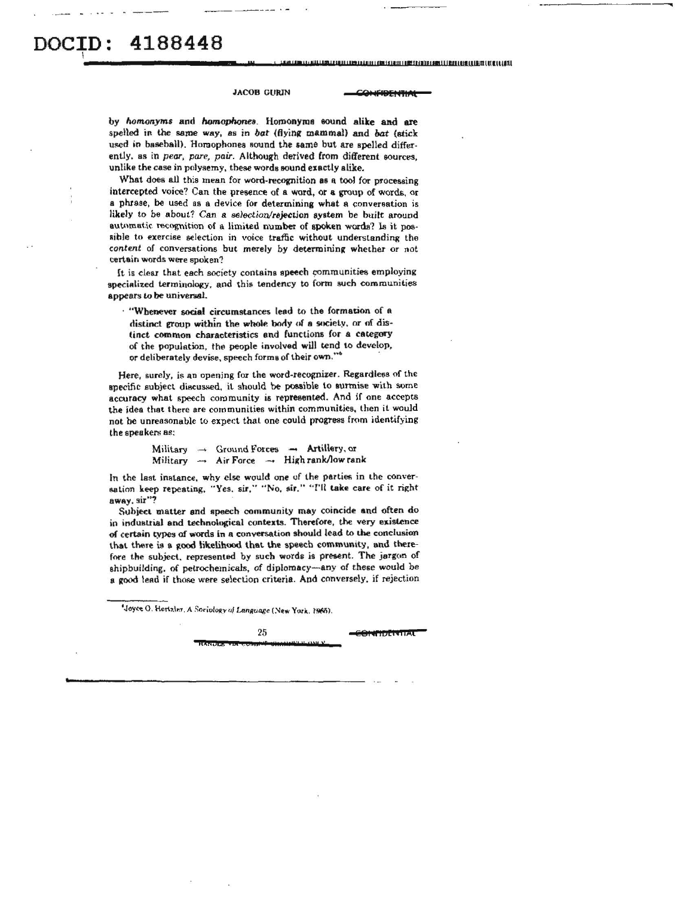by *homonyms* and *homophones*. Homonyms sound alike and are spelled in the same way, as in *bat* (flying mammal) and *bat* (stick used in baseball). Homophones sound the same but are spelled differently, as in *pear, pare, pair*. Although derived from different sources, unlike the case in polysemy, these words sound exactly alike.

What does all this mean for word-recognition as a tool for processing intercepted voice? Can the presence of a word, or a group of words, or a phrase, be used as a device for determining what a conversation is likely to be about? *Can a selection/rejection* system be built around automatic recognition of a limited number of spoken words? Is it possible to exercise selection in voice traffic without understanding the *content* of conversations but merely by determining whether or not certain words were spoken?

It is clear that each society contains speech communities employing specialized terminology, and this tendency to form such communities appears to be universal.

> "Whenever social circumstances lead to the formation of a distinct group within the whole body of a society, or of distinct common characteristics and functions for a category of the population, the people involved will tend to develop, or deliberately devise, speech forms of their own."[6]

Here, surely, is an opening for the word-recognizer. Regardless of the specific subject discussed, it should be possible to surmise with some accuracy what speech community is represented. And if one accepts the idea that there are communities within communities, then it would not be unreasonable to expect that one could progress from identifying the speakers as:

Military → Ground Forces → Artillery, or
Military → Air Force → High rank/low rank

In the last instance, why else would one of the parties in the conversation keep repeating, "Yes, sir," "No, sir," "I'll take care of it right away, sir"?

Subject matter and speech community may coincide and often do in industrial and technological contexts. Therefore, the very existence of certain types of words in a conversation should lead to the conclusion that there is a good likelihood that the speech community, and therefore the subject, represented by such words is present. The jargon of shipbuilding, of petrochemicals, of diplomacy—any of these would be a good lead if those were selection criteria. And conversely, if rejection

---

[6] Joyce O. Hertzler, *A Sociology of Language* (New York, 1965).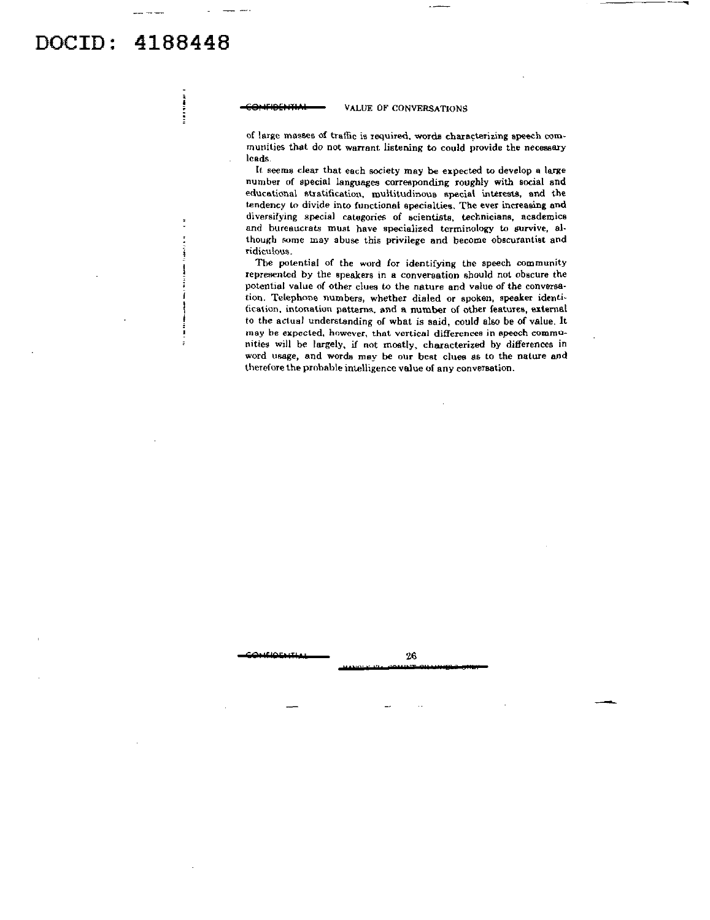of large masses of traffic is required, words characterizing speech communities that do not warrant listening to could provide the necessary leads.

It seems clear that each society may be expected to develop a large number of special languages corresponding roughly with social and educational stratification, multitudinous special interests, and the tendency to divide into functional specialties. The ever increasing and diversifying special categories of scientists, technicians, academics and bureaucrats must have specialized terminology to survive, although some may abuse this privilege and become obscurantist and ridiculous.

The potential of the word for identifying the speech community represented by the speakers in a conversation should not obscure the potential value of other clues to the nature and value of the conversation. Telephone numbers, whether dialed or spoken, speaker identification, intonation patterns, and a number of other features, external to the actual understanding of what is said, could also be of value. It may be expected, however, that vertical differences in speech communities will be largely, if not mostly, characterized by differences in word usage, and words may be our best clues as to the nature and therefore the probable intelligence value of any conversation.